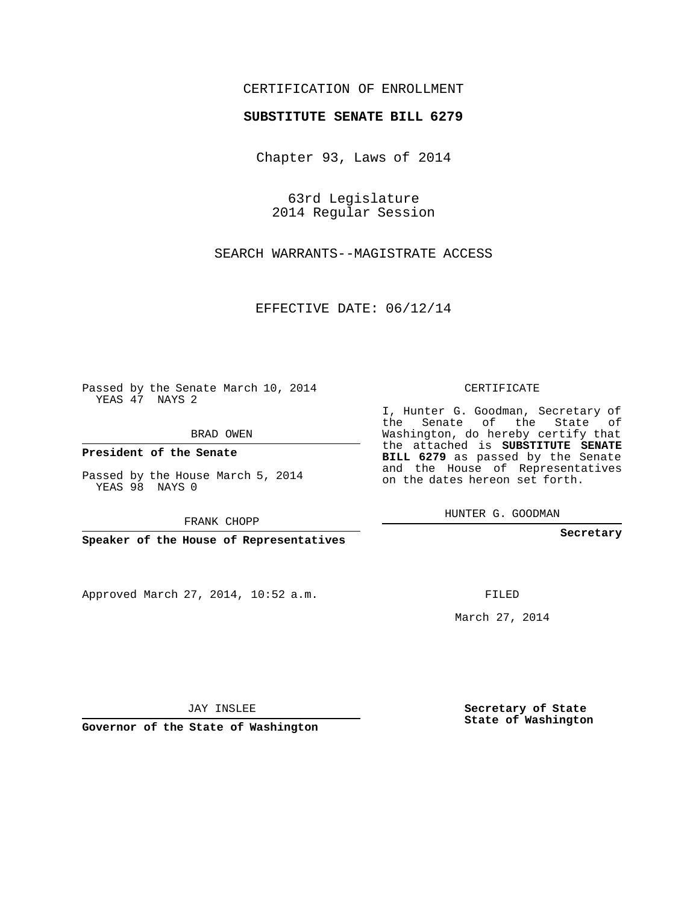CERTIFICATION OF ENROLLMENT

**SUBSTITUTE SENATE BILL 6279**

Chapter 93, Laws of 2014

63rd Legislature
2014 Regular Session

SEARCH WARRANTS--MAGISTRATE ACCESS

EFFECTIVE DATE: 06/12/14

Passed by the Senate March 10, 2014
YEAS 47 NAYS 2

BRAD OWEN

**President of the Senate**

Passed by the House March 5, 2014
YEAS 98 NAYS 0

FRANK CHOPP

**Speaker of the House of Representatives**

CERTIFICATE

I, Hunter G. Goodman, Secretary of the Senate of the State of Washington, do hereby certify that the attached is **SUBSTITUTE SENATE BILL 6279** as passed by the Senate and the House of Representatives on the dates hereon set forth.

HUNTER G. GOODMAN

**Secretary**

Approved March 27, 2014, 10:52 a.m.

FILED

March 27, 2014

JAY INSLEE

**Governor of the State of Washington**

**Secretary of State**
**State of Washington**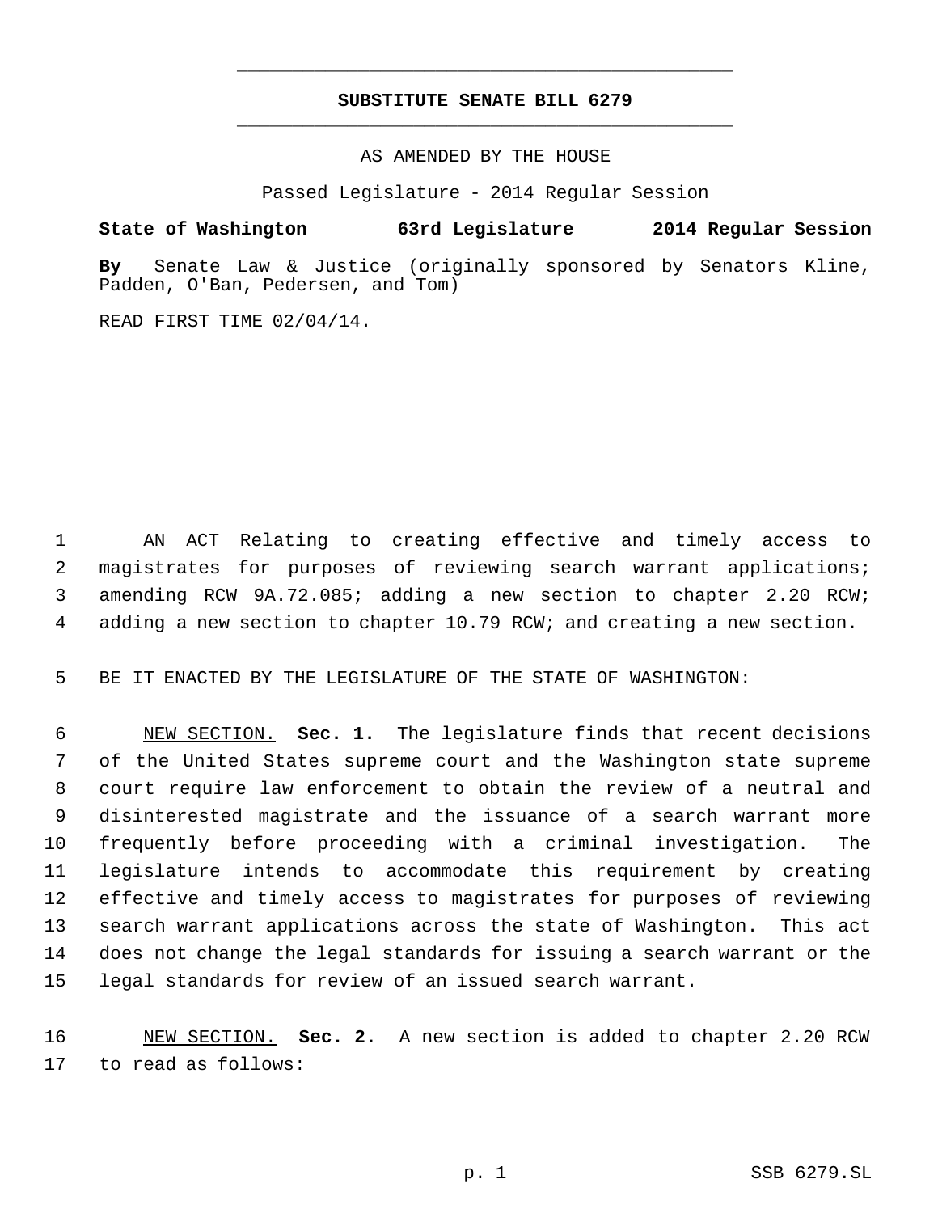# SUBSTITUTE SENATE BILL 6279

AS AMENDED BY THE HOUSE

Passed Legislature - 2014 Regular Session

**State of Washington 63rd Legislature 2014 Regular Session**

**By** Senate Law & Justice (originally sponsored by Senators Kline, Padden, O'Ban, Pedersen, and Tom)

READ FIRST TIME 02/04/14.

AN ACT Relating to creating effective and timely access to magistrates for purposes of reviewing search warrant applications; amending RCW 9A.72.085; adding a new section to chapter 2.20 RCW; adding a new section to chapter 10.79 RCW; and creating a new section.

BE IT ENACTED BY THE LEGISLATURE OF THE STATE OF WASHINGTON:

NEW SECTION. **Sec. 1.** The legislature finds that recent decisions of the United States supreme court and the Washington state supreme court require law enforcement to obtain the review of a neutral and disinterested magistrate and the issuance of a search warrant more frequently before proceeding with a criminal investigation. The legislature intends to accommodate this requirement by creating effective and timely access to magistrates for purposes of reviewing search warrant applications across the state of Washington. This act does not change the legal standards for issuing a search warrant or the legal standards for review of an issued search warrant.

NEW SECTION. **Sec. 2.** A new section is added to chapter 2.20 RCW to read as follows: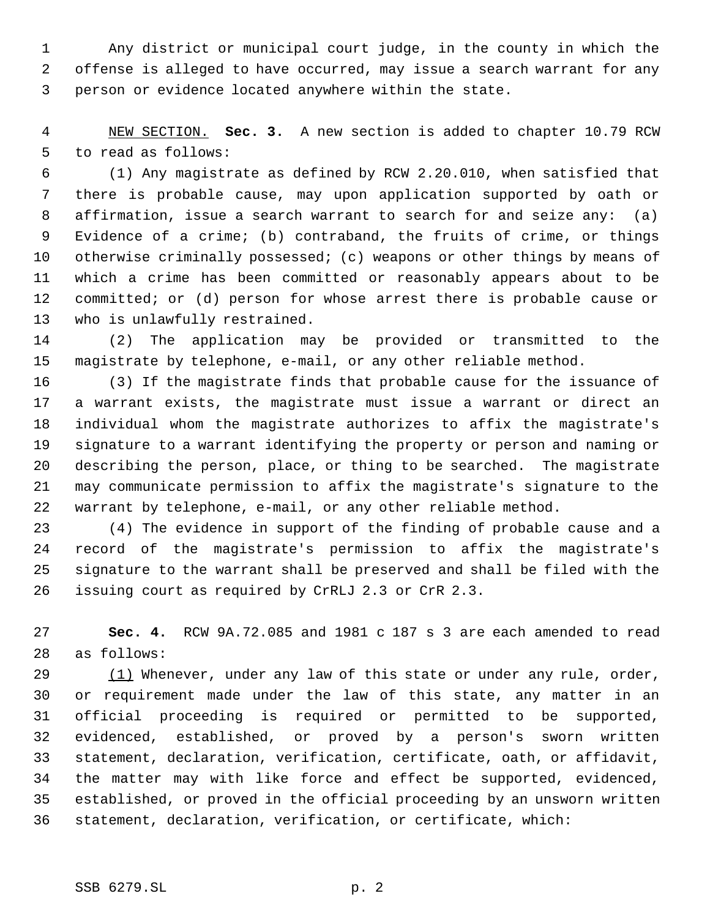Any district or municipal court judge, in the county in which the offense is alleged to have occurred, may issue a search warrant for any person or evidence located anywhere within the state.

NEW SECTION. **Sec. 3.** A new section is added to chapter 10.79 RCW to read as follows:

(1) Any magistrate as defined by RCW 2.20.010, when satisfied that there is probable cause, may upon application supported by oath or affirmation, issue a search warrant to search for and seize any: (a) Evidence of a crime; (b) contraband, the fruits of crime, or things otherwise criminally possessed; (c) weapons or other things by means of which a crime has been committed or reasonably appears about to be committed; or (d) person for whose arrest there is probable cause or who is unlawfully restrained.

(2) The application may be provided or transmitted to the magistrate by telephone, e-mail, or any other reliable method.

(3) If the magistrate finds that probable cause for the issuance of a warrant exists, the magistrate must issue a warrant or direct an individual whom the magistrate authorizes to affix the magistrate's signature to a warrant identifying the property or person and naming or describing the person, place, or thing to be searched. The magistrate may communicate permission to affix the magistrate's signature to the warrant by telephone, e-mail, or any other reliable method.

(4) The evidence in support of the finding of probable cause and a record of the magistrate's permission to affix the magistrate's signature to the warrant shall be preserved and shall be filed with the issuing court as required by CrRLJ 2.3 or CrR 2.3.

**Sec. 4.** RCW 9A.72.085 and 1981 c 187 s 3 are each amended to read as follows:

(1) Whenever, under any law of this state or under any rule, order, or requirement made under the law of this state, any matter in an official proceeding is required or permitted to be supported, evidenced, established, or proved by a person's sworn written statement, declaration, verification, certificate, oath, or affidavit, the matter may with like force and effect be supported, evidenced, established, or proved in the official proceeding by an unsworn written statement, declaration, verification, or certificate, which: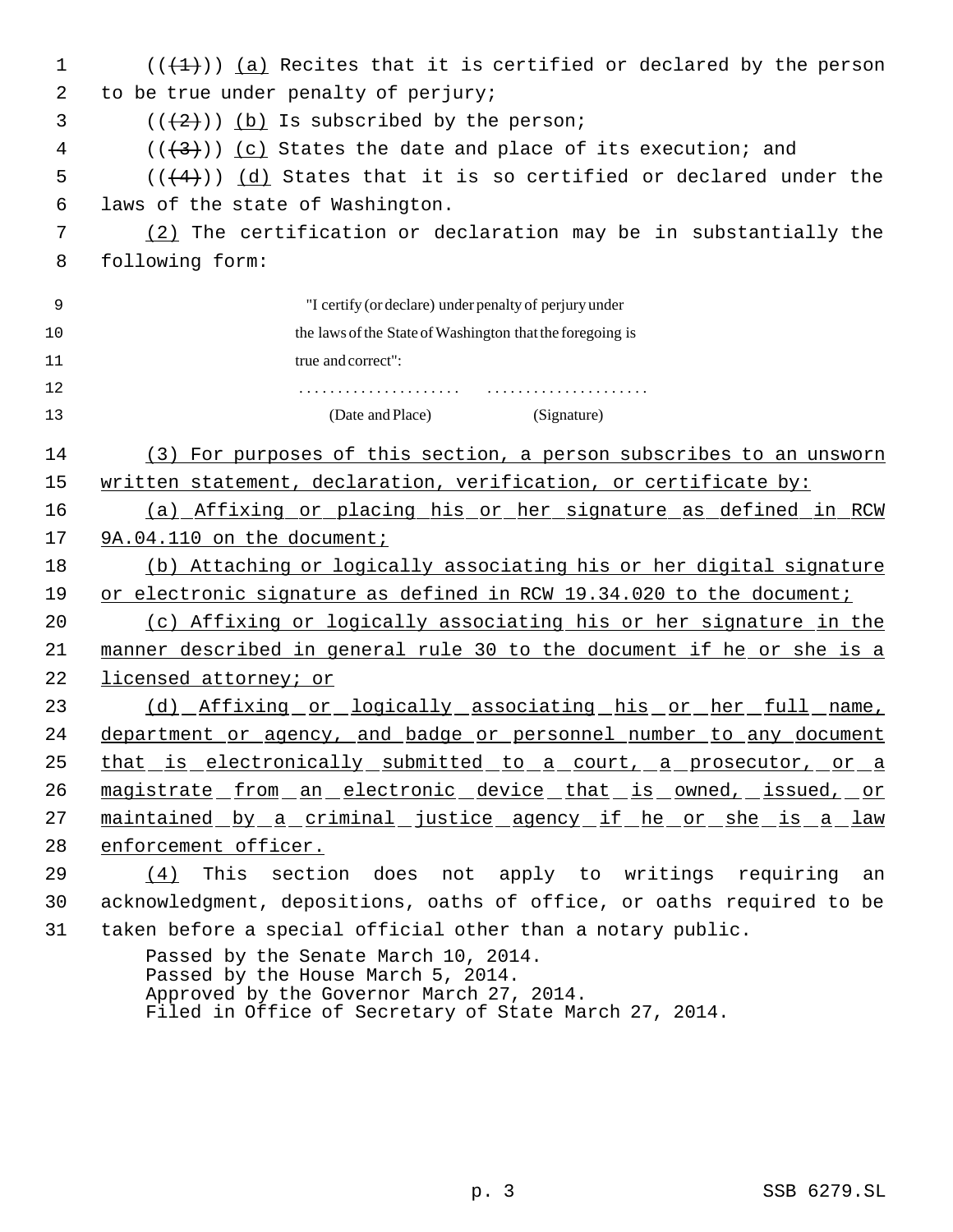((~~(1)~~)) (a) Recites that it is certified or declared by the person to be true under penalty of perjury;

((~~(2)~~)) (b) Is subscribed by the person;

((~~(3)~~)) (c) States the date and place of its execution; and

((~~(4)~~)) (d) States that it is so certified or declared under the laws of the state of Washington.

(2) The certification or declaration may be in substantially the following form:

"I certify (or declare) under penalty of perjury under the laws of the State of Washington that the foregoing is true and correct":

..................... .....................
(Date and Place) (Signature)

(3) For purposes of this section, a person subscribes to an unsworn written statement, declaration, verification, or certificate by:

(a) Affixing or placing his or her signature as defined in RCW 9A.04.110 on the document;

(b) Attaching or logically associating his or her digital signature or electronic signature as defined in RCW 19.34.020 to the document;

(c) Affixing or logically associating his or her signature in the manner described in general rule 30 to the document if he or she is a licensed attorney; or

(d) Affixing or logically associating his or her full name, department or agency, and badge or personnel number to any document that is electronically submitted to a court, a prosecutor, or a magistrate from an electronic device that is owned, issued, or maintained by a criminal justice agency if he or she is a law enforcement officer.

(4) This section does not apply to writings requiring an acknowledgment, depositions, oaths of office, or oaths required to be taken before a special official other than a notary public.

Passed by the Senate March 10, 2014.
Passed by the House March 5, 2014.
Approved by the Governor March 27, 2014.
Filed in Office of Secretary of State March 27, 2014.